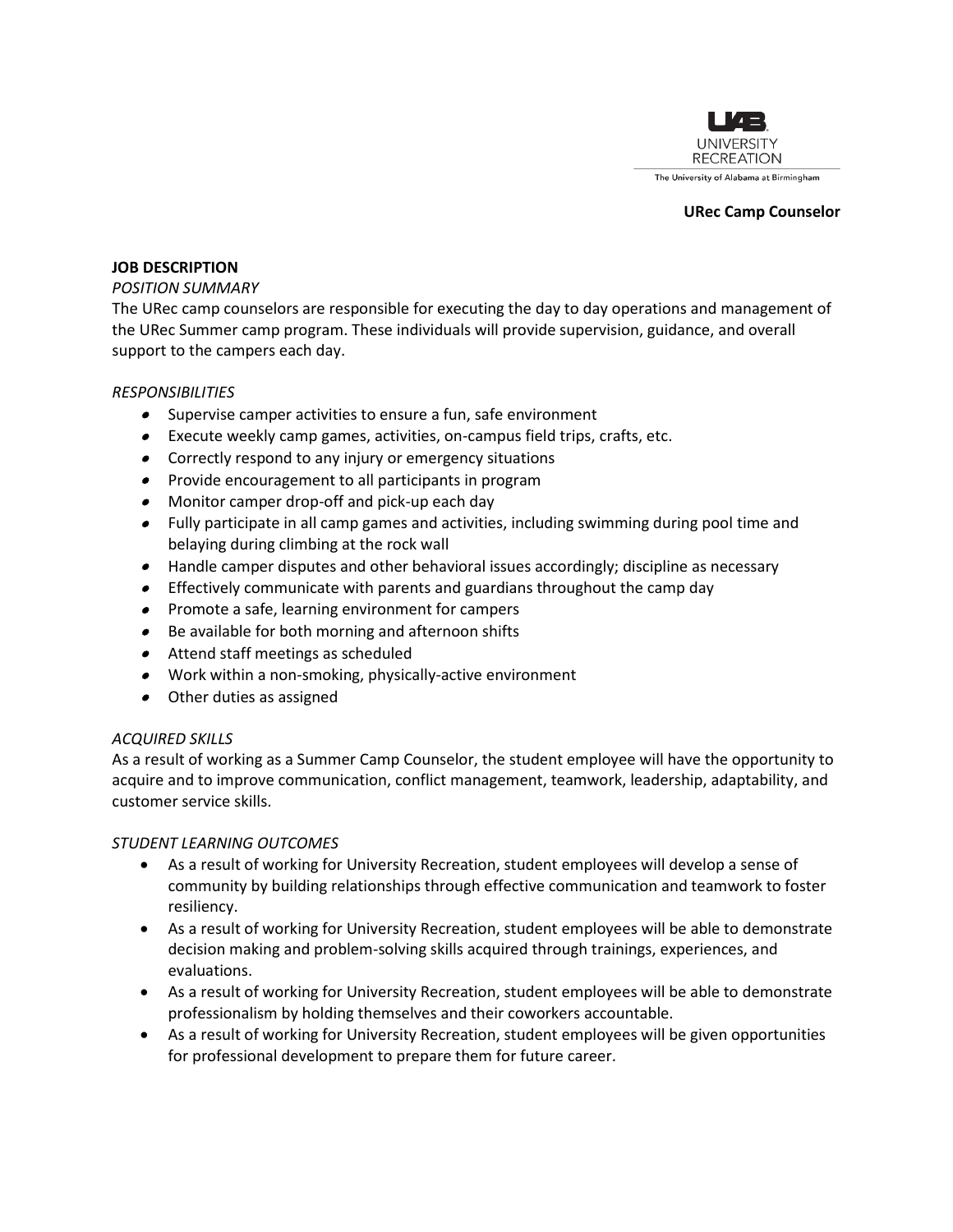UAB UNIVERSITY RECREATION

The University of Alabama at Birmingham

**URec Camp Counselor**

**JOB DESCRIPTION**

*POSITION SUMMARY*

The URec camp counselors are responsible for executing the day to day operations and management of the URec Summer camp program. These individuals will provide supervision, guidance, and overall support to the campers each day.

*RESPONSIBILITIES*

- Supervise camper activities to ensure a fun, safe environment
- Execute weekly camp games, activities, on-campus field trips, crafts, etc.
- Correctly respond to any injury or emergency situations
- Provide encouragement to all participants in program
- Monitor camper drop-off and pick-up each day
- Fully participate in all camp games and activities, including swimming during pool time and belaying during climbing at the rock wall
- Handle camper disputes and other behavioral issues accordingly; discipline as necessary
- Effectively communicate with parents and guardians throughout the camp day
- Promote a safe, learning environment for campers
- Be available for both morning and afternoon shifts
- Attend staff meetings as scheduled
- Work within a non-smoking, physically-active environment
- Other duties as assigned

*ACQUIRED SKILLS*

As a result of working as a Summer Camp Counselor, the student employee will have the opportunity to acquire and to improve communication, conflict management, teamwork, leadership, adaptability, and customer service skills.

*STUDENT LEARNING OUTCOMES*

- As a result of working for University Recreation, student employees will develop a sense of community by building relationships through effective communication and teamwork to foster resiliency.
- As a result of working for University Recreation, student employees will be able to demonstrate decision making and problem-solving skills acquired through trainings, experiences, and evaluations.
- As a result of working for University Recreation, student employees will be able to demonstrate professionalism by holding themselves and their coworkers accountable.
- As a result of working for University Recreation, student employees will be given opportunities for professional development to prepare them for future career.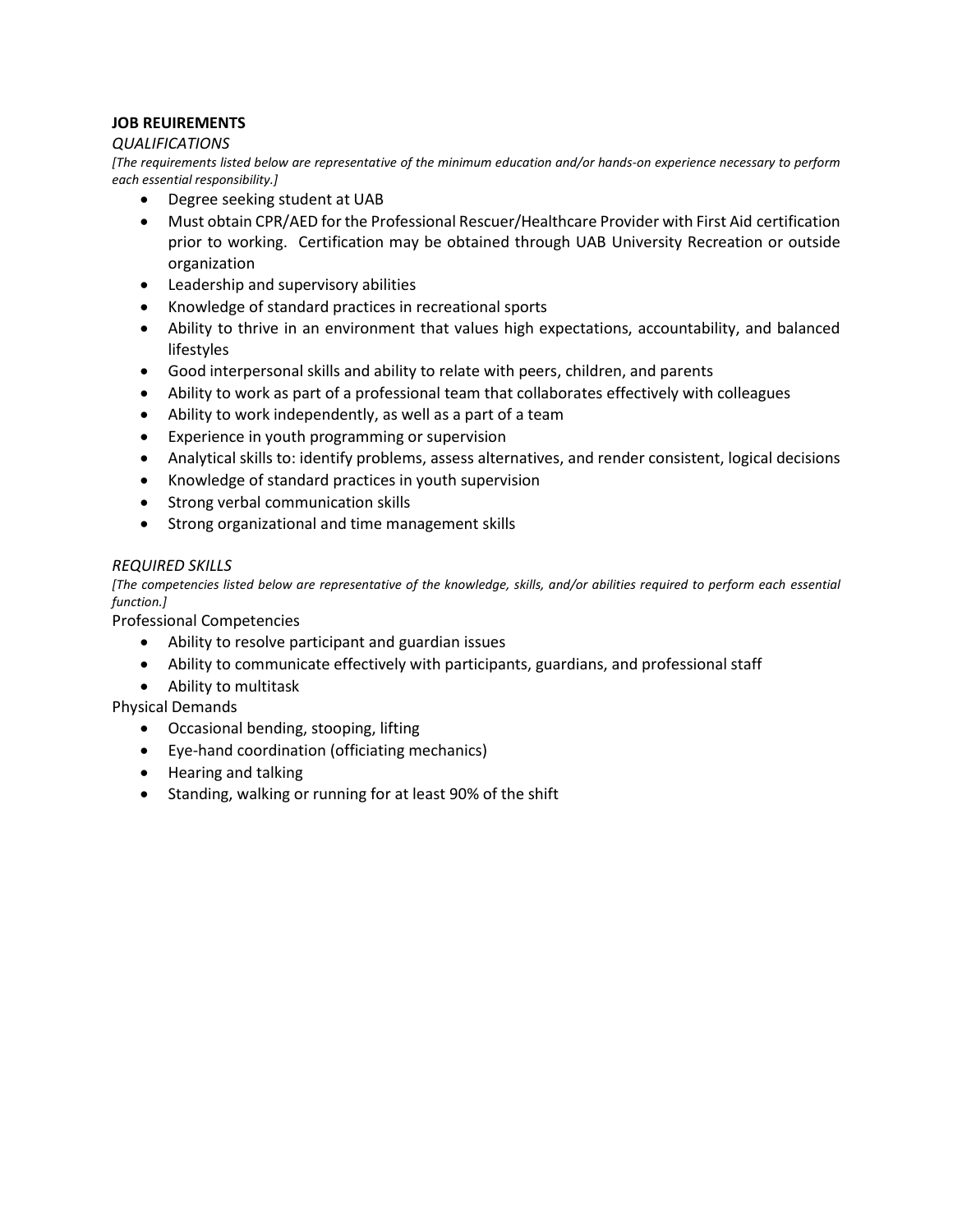**JOB REUIREMENTS**

*QUALIFICATIONS*

*[The requirements listed below are representative of the minimum education and/or hands-on experience necessary to perform each essential responsibility.]*

- Degree seeking student at UAB
- Must obtain CPR/AED for the Professional Rescuer/Healthcare Provider with First Aid certification prior to working. Certification may be obtained through UAB University Recreation or outside organization
- Leadership and supervisory abilities
- Knowledge of standard practices in recreational sports
- Ability to thrive in an environment that values high expectations, accountability, and balanced lifestyles
- Good interpersonal skills and ability to relate with peers, children, and parents
- Ability to work as part of a professional team that collaborates effectively with colleagues
- Ability to work independently, as well as a part of a team
- Experience in youth programming or supervision
- Analytical skills to: identify problems, assess alternatives, and render consistent, logical decisions
- Knowledge of standard practices in youth supervision
- Strong verbal communication skills
- Strong organizational and time management skills

*REQUIRED SKILLS*

*[The competencies listed below are representative of the knowledge, skills, and/or abilities required to perform each essential function.]*

Professional Competencies

- Ability to resolve participant and guardian issues
- Ability to communicate effectively with participants, guardians, and professional staff
- Ability to multitask

Physical Demands

- Occasional bending, stooping, lifting
- Eye-hand coordination (officiating mechanics)
- Hearing and talking
- Standing, walking or running for at least 90% of the shift